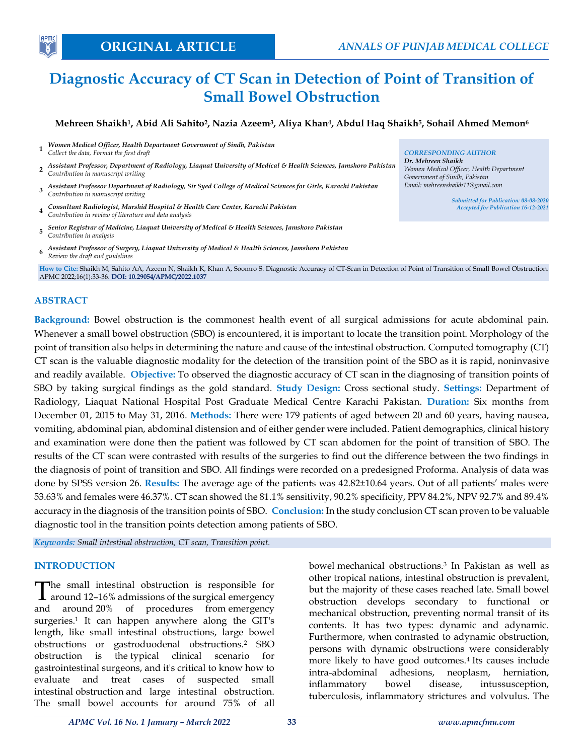ORIGINAL ARTICLE

# Diagnostic Accuracy of CT Scan in Detection of Point of Transition of Small Bowel Obstruction

**Mehreen Shaikh[1], Abid Ali Sahito[2], Nazia Azeem[3], Aliya Khan[4], Abdul Haq Shaikh[5], Sohail Ahmed Memon[6]**

1. *Women Medical Officer, Health Department Government of Sindh, Pakistan*
   *Collect the data, Format the first draft*
2. *Assistant Professor, Department of Radiology, Liaquat University of Medical & Health Sciences, Jamshoro Pakistan*
   *Contribution in manuscript writing*
3. *Assistant Professor Department of Radiology, Sir Syed College of Medical Sciences for Girls, Karachi Pakistan*
   *Contribution in manuscript writing*
4. *Consultant Radiologist, Murshid Hospital & Health Care Center, Karachi Pakistan*
   *Contribution in review of literature and data analysis*
5. *Senior Registrar of Medicine, Liaquat University of Medical & Health Sciences, Jamshoro Pakistan*
   *Contribution in analysis*
6. *Assistant Professor of Surgery, Liaquat University of Medical & Health Sciences, Jamshoro Pakistan*
   *Review the draft and guidelines*

*CORRESPONDING AUTHOR*
***Dr. Mehreen Shaikh***
*Women Medical Officer, Health Department Government of Sindh, Pakistan*
*Email: mehreenshaikh11@gmail.com*

*Submitted for Publication: 08-08-2020*
*Accepted for Publication 16-12-2021*

**How to Cite:** Shaikh M, Sahito AA, Azeem N, Shaikh K, Khan A, Soomro S. Diagnostic Accuracy of CT-Scan in Detection of Point of Transition of Small Bowel Obstruction. APMC 2022;16(1):33-36. **DOI: 10.29054/APMC/2022.1037**

## ABSTRACT

**Background:** Bowel obstruction is the commonest health event of all surgical admissions for acute abdominal pain. Whenever a small bowel obstruction (SBO) is encountered, it is important to locate the transition point. Morphology of the point of transition also helps in determining the nature and cause of the intestinal obstruction. Computed tomography (CT) CT scan is the valuable diagnostic modality for the detection of the transition point of the SBO as it is rapid, noninvasive and readily available. **Objective:** To observed the diagnostic accuracy of CT scan in the diagnosing of transition points of SBO by taking surgical findings as the gold standard. **Study Design:** Cross sectional study. **Settings:** Department of Radiology, Liaquat National Hospital Post Graduate Medical Centre Karachi Pakistan. **Duration:** Six months from December 01, 2015 to May 31, 2016. **Methods:** There were 179 patients of aged between 20 and 60 years, having nausea, vomiting, abdominal pian, abdominal distension and of either gender were included. Patient demographics, clinical history and examination were done then the patient was followed by CT scan abdomen for the point of transition of SBO. The results of the CT scan were contrasted with results of the surgeries to find out the difference between the two findings in the diagnosis of point of transition and SBO. All findings were recorded on a predesigned Proforma. Analysis of data was done by SPSS version 26. **Results:** The average age of the patients was 42.82±10.64 years. Out of all patients' males were 53.63% and females were 46.37%. CT scan showed the 81.1% sensitivity, 90.2% specificity, PPV 84.2%, NPV 92.7% and 89.4% accuracy in the diagnosis of the transition points of SBO. **Conclusion:** In the study conclusion CT scan proven to be valuable diagnostic tool in the transition points detection among patients of SBO.

***Keywords:*** *Small intestinal obstruction, CT scan, Transition point.*

## INTRODUCTION

The small intestinal obstruction is responsible for around 12–16% admissions of the surgical emergency and around 20% of procedures from emergency surgeries.[1] It can happen anywhere along the GIT's length, like small intestinal obstructions, large bowel obstructions or gastroduodenal obstructions.[2] SBO obstruction is the typical clinical scenario for gastrointestinal surgeons, and it's critical to know how to evaluate and treat cases of suspected small intestinal obstruction and large intestinal obstruction. The small bowel accounts for around 75% of all bowel mechanical obstructions.[3] In Pakistan as well as other tropical nations, intestinal obstruction is prevalent, but the majority of these cases reached late. Small bowel obstruction develops secondary to functional or mechanical obstruction, preventing normal transit of its contents. It has two types: dynamic and adynamic. Furthermore, when contrasted to adynamic obstruction, persons with dynamic obstructions were considerably more likely to have good outcomes.[4] Its causes include intra-abdominal adhesions, neoplasm, herniation, inflammatory bowel disease, intussusception, tuberculosis, inflammatory strictures and volvulus. The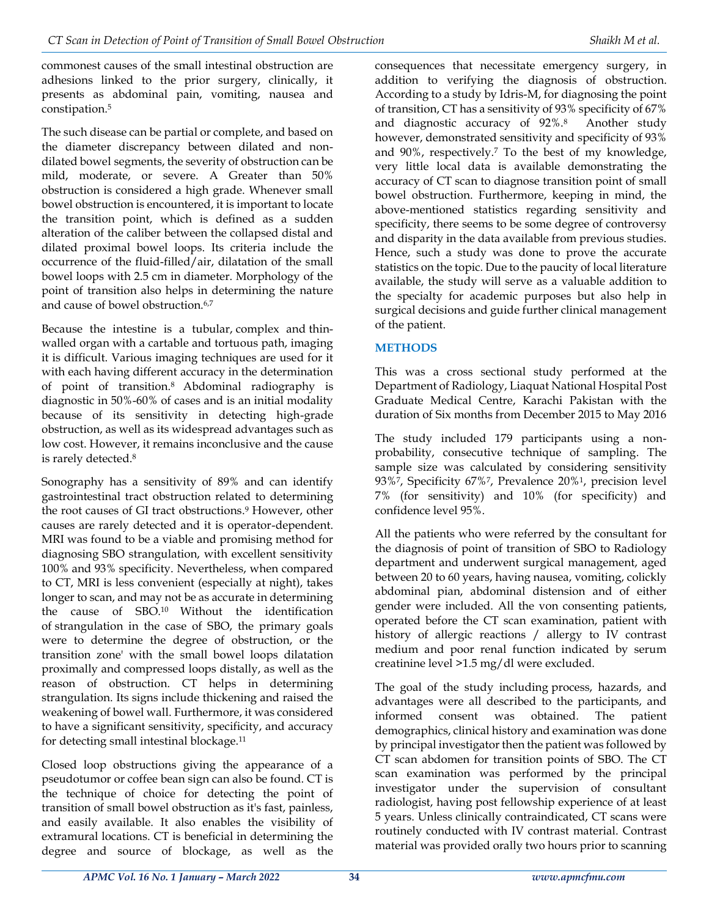commonest causes of the small intestinal obstruction are adhesions linked to the prior surgery, clinically, it presents as abdominal pain, vomiting, nausea and constipation.[5]

The such disease can be partial or complete, and based on the diameter discrepancy between dilated and non-dilated bowel segments, the severity of obstruction can be mild, moderate, or severe. A Greater than 50% obstruction is considered a high grade. Whenever small bowel obstruction is encountered, it is important to locate the transition point, which is defined as a sudden alteration of the caliber between the collapsed distal and dilated proximal bowel loops. Its criteria include the occurrence of the fluid-filled/air, dilatation of the small bowel loops with 2.5 cm in diameter. Morphology of the point of transition also helps in determining the nature and cause of bowel obstruction.[6,7]

Because the intestine is a tubular, complex and thin-walled organ with a cartable and tortuous path, imaging it is difficult. Various imaging techniques are used for it with each having different accuracy in the determination of point of transition.[8] Abdominal radiography is diagnostic in 50%-60% of cases and is an initial modality because of its sensitivity in detecting high-grade obstruction, as well as its widespread advantages such as low cost. However, it remains inconclusive and the cause is rarely detected.[8]

Sonography has a sensitivity of 89% and can identify gastrointestinal tract obstruction related to determining the root causes of GI tract obstructions.[9] However, other causes are rarely detected and it is operator-dependent. MRI was found to be a viable and promising method for diagnosing SBO strangulation, with excellent sensitivity 100% and 93% specificity. Nevertheless, when compared to CT, MRI is less convenient (especially at night), takes longer to scan, and may not be as accurate in determining the cause of SBO.[10] Without the identification of strangulation in the case of SBO, the primary goals were to determine the degree of obstruction, or the transition zone' with the small bowel loops dilatation proximally and compressed loops distally, as well as the reason of obstruction. CT helps in determining strangulation. Its signs include thickening and raised the weakening of bowel wall. Furthermore, it was considered to have a significant sensitivity, specificity, and accuracy for detecting small intestinal blockage.[11]

Closed loop obstructions giving the appearance of a pseudotumor or coffee bean sign can also be found. CT is the technique of choice for detecting the point of transition of small bowel obstruction as it's fast, painless, and easily available. It also enables the visibility of extramural locations. CT is beneficial in determining the degree and source of blockage, as well as the consequences that necessitate emergency surgery, in addition to verifying the diagnosis of obstruction. According to a study by Idris-M, for diagnosing the point of transition, CT has a sensitivity of 93% specificity of 67% and diagnostic accuracy of 92%.[8] Another study however, demonstrated sensitivity and specificity of 93% and 90%, respectively.[7] To the best of my knowledge, very little local data is available demonstrating the accuracy of CT scan to diagnose transition point of small bowel obstruction. Furthermore, keeping in mind, the above-mentioned statistics regarding sensitivity and specificity, there seems to be some degree of controversy and disparity in the data available from previous studies. Hence, such a study was done to prove the accurate statistics on the topic. Due to the paucity of local literature available, the study will serve as a valuable addition to the specialty for academic purposes but also help in surgical decisions and guide further clinical management of the patient.

## METHODS

This was a cross sectional study performed at the Department of Radiology, Liaquat National Hospital Post Graduate Medical Centre, Karachi Pakistan with the duration of Six months from December 2015 to May 2016

The study included 179 participants using a non-probability, consecutive technique of sampling. The sample size was calculated by considering sensitivity 93%[7], Specificity 67%[7], Prevalence 20%[1], precision level 7% (for sensitivity) and 10% (for specificity) and confidence level 95%.

All the patients who were referred by the consultant for the diagnosis of point of transition of SBO to Radiology department and underwent surgical management, aged between 20 to 60 years, having nausea, vomiting, colickly abdominal pian, abdominal distension and of either gender were included. All the von consenting patients, operated before the CT scan examination, patient with history of allergic reactions / allergy to IV contrast medium and poor renal function indicated by serum creatinine level >1.5 mg/dl were excluded.

The goal of the study including process, hazards, and advantages were all described to the participants, and informed consent was obtained. The patient demographics, clinical history and examination was done by principal investigator then the patient was followed by CT scan abdomen for transition points of SBO. The CT scan examination was performed by the principal investigator under the supervision of consultant radiologist, having post fellowship experience of at least 5 years. Unless clinically contraindicated, CT scans were routinely conducted with IV contrast material. Contrast material was provided orally two hours prior to scanning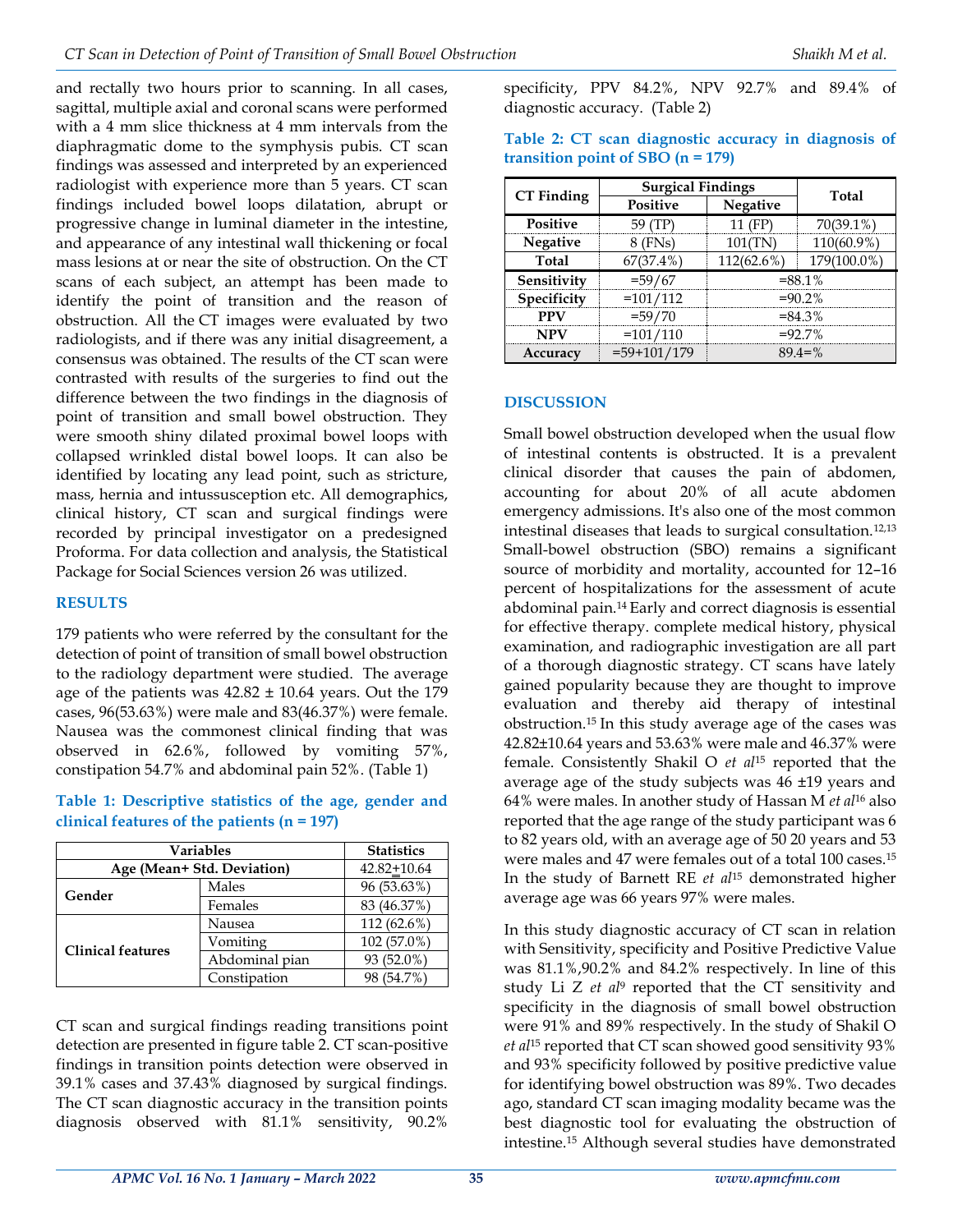and rectally two hours prior to scanning. In all cases, sagittal, multiple axial and coronal scans were performed with a 4 mm slice thickness at 4 mm intervals from the diaphragmatic dome to the symphysis pubis. CT scan findings was assessed and interpreted by an experienced radiologist with experience more than 5 years. CT scan findings included bowel loops dilatation, abrupt or progressive change in luminal diameter in the intestine, and appearance of any intestinal wall thickening or focal mass lesions at or near the site of obstruction. On the CT scans of each subject, an attempt has been made to identify the point of transition and the reason of obstruction. All the CT images were evaluated by two radiologists, and if there was any initial disagreement, a consensus was obtained. The results of the CT scan were contrasted with results of the surgeries to find out the difference between the two findings in the diagnosis of point of transition and small bowel obstruction. They were smooth shiny dilated proximal bowel loops with collapsed wrinkled distal bowel loops. It can also be identified by locating any lead point, such as stricture, mass, hernia and intussusception etc. All demographics, clinical history, CT scan and surgical findings were recorded by principal investigator on a predesigned Proforma. For data collection and analysis, the Statistical Package for Social Sciences version 26 was utilized.

## RESULTS

179 patients who were referred by the consultant for the detection of point of transition of small bowel obstruction to the radiology department were studied. The average age of the patients was 42.82 ± 10.64 years. Out the 179 cases, 96(53.63%) were male and 83(46.37%) were female. Nausea was the commonest clinical finding that was observed in 62.6%, followed by vomiting 57%, constipation 54.7% and abdominal pain 52%. (Table 1)

**Table 1: Descriptive statistics of the age, gender and clinical features of the patients (n = 197)**

| Variables | | Statistics |
|---|---|---|
| Age (Mean+ Std. Deviation) | | 42.82±10.64 |
| Gender | Males | 96 (53.63%) |
| | Females | 83 (46.37%) |
| Clinical features | Nausea | 112 (62.6%) |
| | Vomiting | 102 (57.0%) |
| | Abdominal pian | 93 (52.0%) |
| | Constipation | 98 (54.7%) |

CT scan and surgical findings reading transitions point detection are presented in figure table 2. CT scan-positive findings in transition points detection were observed in 39.1% cases and 37.43% diagnosed by surgical findings. The CT scan diagnostic accuracy in the transition points diagnosis observed with 81.1% sensitivity, 90.2% specificity, PPV 84.2%, NPV 92.7% and 89.4% of diagnostic accuracy. (Table 2)

**Table 2: CT scan diagnostic accuracy in diagnosis of transition point of SBO (n = 179)**

| CT Finding | Surgical Findings | | Total |
|---|---|---|---|
| | Positive | Negative | |
| Positive | 59 (TP) | 11 (FP) | 70(39.1%) |
| Negative | 8 (FNs) | 101(TN) | 110(60.9%) |
| Total | 67(37.4%) | 112(62.6%) | 179(100.0%) |
| Sensitivity | =59/67 | =88.1% | |
| Specificity | =101/112 | =90.2% | |
| PPV | =59/70 | =84.3% | |
| NPV | =101/110 | =92.7% | |
| Accuracy | =59+101/179 | 89.4=% | |

## DISCUSSION

Small bowel obstruction developed when the usual flow of intestinal contents is obstructed. It is a prevalent clinical disorder that causes the pain of abdomen, accounting for about 20% of all acute abdomen emergency admissions. It's also one of the most common intestinal diseases that leads to surgical consultation.[12,13] Small-bowel obstruction (SBO) remains a significant source of morbidity and mortality, accounted for 12–16 percent of hospitalizations for the assessment of acute abdominal pain.[14] Early and correct diagnosis is essential for effective therapy. complete medical history, physical examination, and radiographic investigation are all part of a thorough diagnostic strategy. CT scans have lately gained popularity because they are thought to improve evaluation and thereby aid therapy of intestinal obstruction.[15] In this study average age of the cases was 42.82±10.64 years and 53.63% were male and 46.37% were female. Consistently Shakil O *et al*[15] reported that the average age of the study subjects was 46 ±19 years and 64% were males. In another study of Hassan M *et al*[16] also reported that the age range of the study participant was 6 to 82 years old, with an average age of 50 20 years and 53 were males and 47 were females out of a total 100 cases.[15] In the study of Barnett RE *et al*[15] demonstrated higher average age was 66 years 97% were males.

In this study diagnostic accuracy of CT scan in relation with Sensitivity, specificity and Positive Predictive Value was 81.1%,90.2% and 84.2% respectively. In line of this study Li Z *et al*[9] reported that the CT sensitivity and specificity in the diagnosis of small bowel obstruction were 91% and 89% respectively. In the study of Shakil O *et al*[15] reported that CT scan showed good sensitivity 93% and 93% specificity followed by positive predictive value for identifying bowel obstruction was 89%. Two decades ago, standard CT scan imaging modality became was the best diagnostic tool for evaluating the obstruction of intestine.[15] Although several studies have demonstrated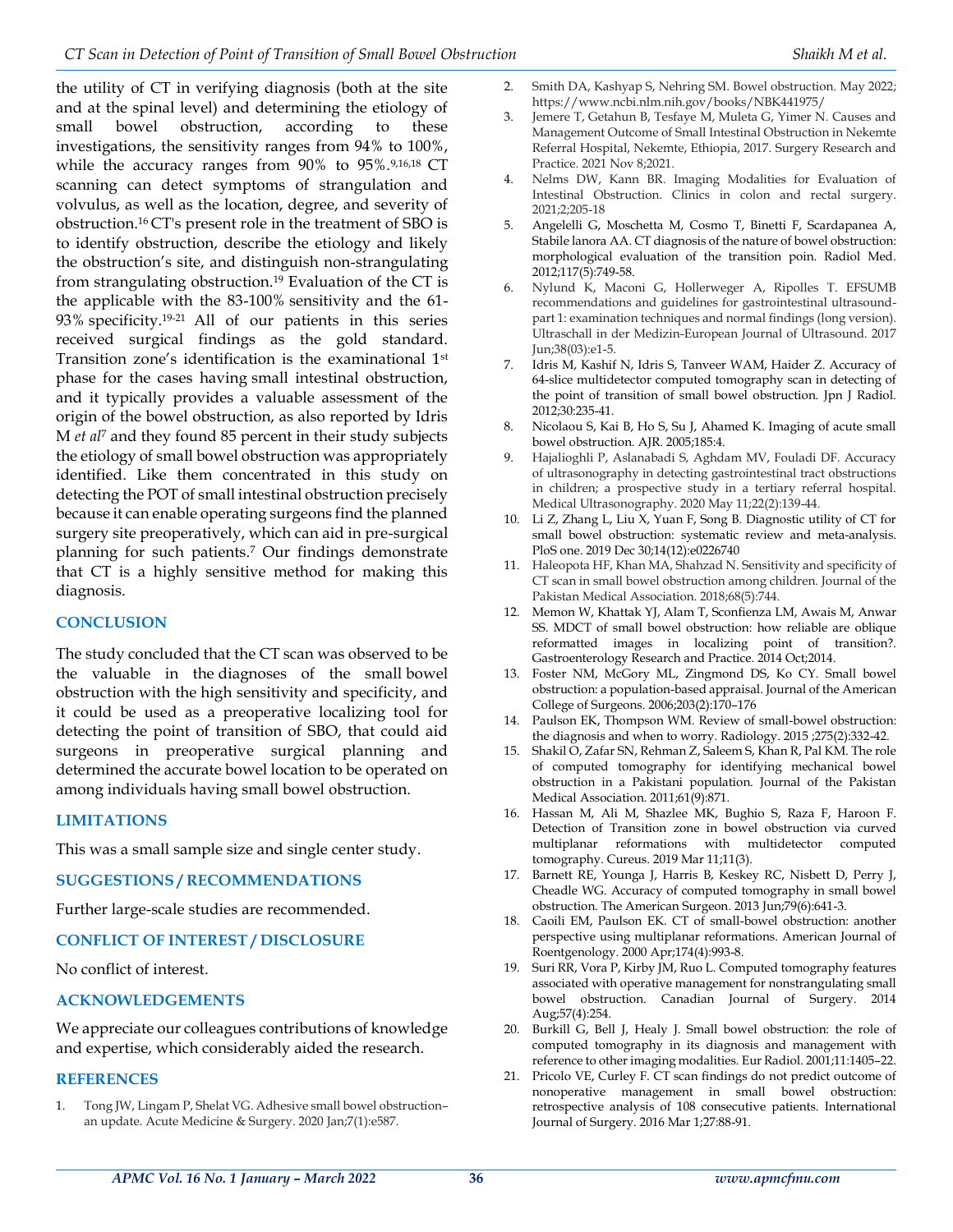the utility of CT in verifying diagnosis (both at the site and at the spinal level) and determining the etiology of small bowel obstruction, according to these investigations, the sensitivity ranges from 94% to 100%, while the accuracy ranges from 90% to 95%.[9,16,18] CT scanning can detect symptoms of strangulation and volvulus, as well as the location, degree, and severity of obstruction.[16] CT's present role in the treatment of SBO is to identify obstruction, describe the etiology and likely the obstruction's site, and distinguish non-strangulating from strangulating obstruction.[19] Evaluation of the CT is the applicable with the 83-100% sensitivity and the 61-93% specificity.[19-21] All of our patients in this series received surgical findings as the gold standard. Transition zone's identification is the examinational 1st phase for the cases having small intestinal obstruction, and it typically provides a valuable assessment of the origin of the bowel obstruction, as also reported by Idris M *et al*[7] and they found 85 percent in their study subjects the etiology of small bowel obstruction was appropriately identified. Like them concentrated in this study on detecting the POT of small intestinal obstruction precisely because it can enable operating surgeons find the planned surgery site preoperatively, which can aid in pre-surgical planning for such patients.[7] Our findings demonstrate that CT is a highly sensitive method for making this diagnosis.

## CONCLUSION

The study concluded that the CT scan was observed to be the valuable in the diagnoses of the small bowel obstruction with the high sensitivity and specificity, and it could be used as a preoperative localizing tool for detecting the point of transition of SBO, that could aid surgeons in preoperative surgical planning and determined the accurate bowel location to be operated on among individuals having small bowel obstruction.

## LIMITATIONS

This was a small sample size and single center study.

## SUGGESTIONS / RECOMMENDATIONS

Further large-scale studies are recommended.

## CONFLICT OF INTEREST / DISCLOSURE

No conflict of interest.

## ACKNOWLEDGEMENTS

We appreciate our colleagues contributions of knowledge and expertise, which considerably aided the research.

## REFERENCES

1. Tong JW, Lingam P, Shelat VG. Adhesive small bowel obstruction–an update. Acute Medicine & Surgery. 2020 Jan;7(1):e587.
2. Smith DA, Kashyap S, Nehring SM. Bowel obstruction. May 2022; https://www.ncbi.nlm.nih.gov/books/NBK441975/
3. Jemere T, Getahun B, Tesfaye M, Muleta G, Yimer N. Causes and Management Outcome of Small Intestinal Obstruction in Nekemte Referral Hospital, Nekemte, Ethiopia, 2017. Surgery Research and Practice. 2021 Nov 8;2021.
4. Nelms DW, Kann BR. Imaging Modalities for Evaluation of Intestinal Obstruction. Clinics in colon and rectal surgery. 2021;2;205-18
5. Angelelli G, Moschetta M, Cosmo T, Binetti F, Scardapanea A, Stabile lanora AA. CT diagnosis of the nature of bowel obstruction: morphological evaluation of the transition poin. Radiol Med. 2012;117(5):749-58.
6. Nylund K, Maconi G, Hollerweger A, Ripolles T. EFSUMB recommendations and guidelines for gastrointestinal ultrasound-part 1: examination techniques and normal findings (long version). Ultraschall in der Medizin-European Journal of Ultrasound. 2017 Jun;38(03):e1-5.
7. Idris M, Kashif N, Idris S, Tanveer WAM, Haider Z. Accuracy of 64-slice multidetector computed tomography scan in detecting of the point of transition of small bowel obstruction. Jpn J Radiol. 2012;30:235-41.
8. Nicolaou S, Kai B, Ho S, Su J, Ahamed K. Imaging of acute small bowel obstruction. AJR. 2005;185:4.
9. Hajalioghli P, Aslanabadi S, Aghdam MV, Fouladi DF. Accuracy of ultrasonography in detecting gastrointestinal tract obstructions in children; a prospective study in a tertiary referral hospital. Medical Ultrasonography. 2020 May 11;22(2):139-44.
10. Li Z, Zhang L, Liu X, Yuan F, Song B. Diagnostic utility of CT for small bowel obstruction: systematic review and meta-analysis. PloS one. 2019 Dec 30;14(12):e0226740
11. Haleopota HF, Khan MA, Shahzad N. Sensitivity and specificity of CT scan in small bowel obstruction among children. Journal of the Pakistan Medical Association. 2018;68(5):744.
12. Memon W, Khattak YJ, Alam T, Sconfienza LM, Awais M, Anwar SS. MDCT of small bowel obstruction: how reliable are oblique reformatted images in localizing point of transition?. Gastroenterology Research and Practice. 2014 Oct;2014.
13. Foster NM, McGory ML, Zingmond DS, Ko CY. Small bowel obstruction: a population-based appraisal. Journal of the American College of Surgeons. 2006;203(2):170–176
14. Paulson EK, Thompson WM. Review of small-bowel obstruction: the diagnosis and when to worry. Radiology. 2015 ;275(2):332-42.
15. Shakil O, Zafar SN, Rehman Z, Saleem S, Khan R, Pal KM. The role of computed tomography for identifying mechanical bowel obstruction in a Pakistani population. Journal of the Pakistan Medical Association. 2011;61(9):871.
16. Hassan M, Ali M, Shazlee MK, Bughio S, Raza F, Haroon F. Detection of Transition zone in bowel obstruction via curved multiplanar reformations with multidetector computed tomography. Cureus. 2019 Mar 11;11(3).
17. Barnett RE, Younga J, Harris B, Keskey RC, Nisbett D, Perry J, Cheadle WG. Accuracy of computed tomography in small bowel obstruction. The American Surgeon. 2013 Jun;79(6):641-3.
18. Caoili EM, Paulson EK. CT of small-bowel obstruction: another perspective using multiplanar reformations. American Journal of Roentgenology. 2000 Apr;174(4):993-8.
19. Suri RR, Vora P, Kirby JM, Ruo L. Computed tomography features associated with operative management for nonstrangulating small bowel obstruction. Canadian Journal of Surgery. 2014 Aug;57(4):254.
20. Burkill G, Bell J, Healy J. Small bowel obstruction: the role of computed tomography in its diagnosis and management with reference to other imaging modalities. Eur Radiol. 2001;11:1405–22.
21. Pricolo VE, Curley F. CT scan findings do not predict outcome of nonoperative management in small bowel obstruction: retrospective analysis of 108 consecutive patients. International Journal of Surgery. 2016 Mar 1;27:88-91.